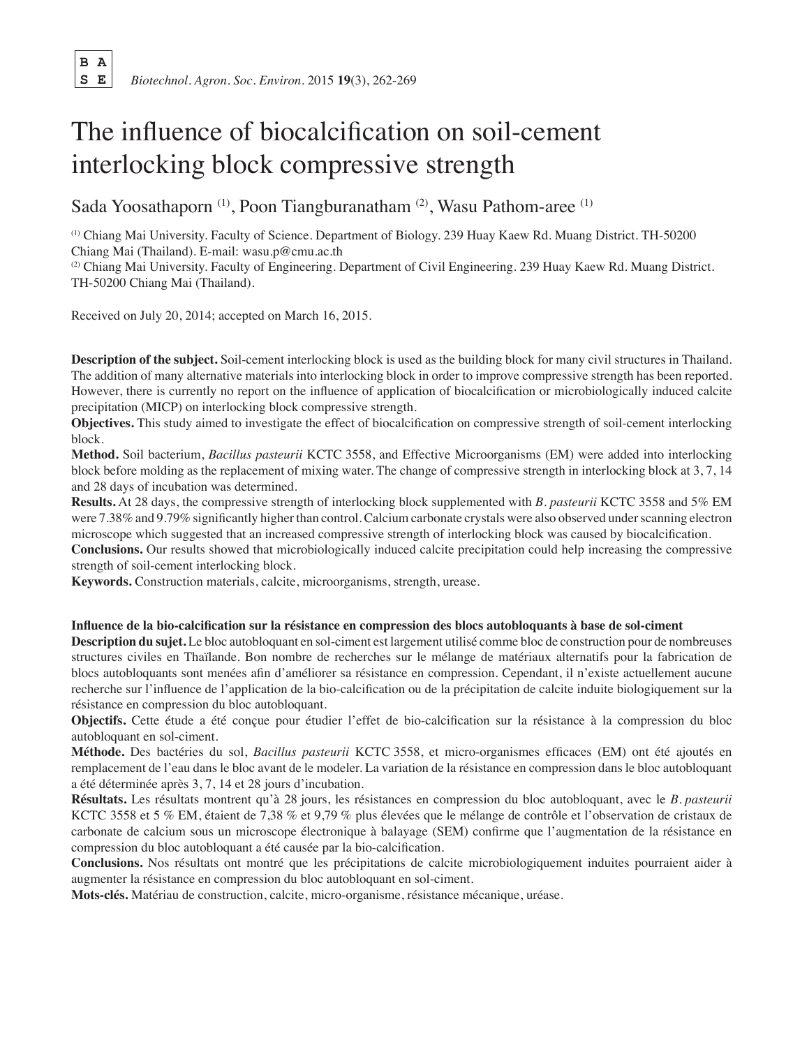# The influence of biocalcification on soil-cement interlocking block compressive strength

Sada Yoosathaporn [1], Poon Tiangburanatham [2], Wasu Pathom-aree [1]

[1] Chiang Mai University. Faculty of Science. Department of Biology. 239 Huay Kaew Rd. Muang District. TH-50200 Chiang Mai (Thailand). E-mail: wasu.p@cmu.ac.th

[2] Chiang Mai University. Faculty of Engineering. Department of Civil Engineering. 239 Huay Kaew Rd. Muang District. TH-50200 Chiang Mai (Thailand).

Received on July 20, 2014; accepted on March 16, 2015.

**Description of the subject.** Soil-cement interlocking block is used as the building block for many civil structures in Thailand. The addition of many alternative materials into interlocking block in order to improve compressive strength has been reported. However, there is currently no report on the influence of application of biocalcification or microbiologically induced calcite precipitation (MICP) on interlocking block compressive strength.

**Objectives.** This study aimed to investigate the effect of biocalcification on compressive strength of soil-cement interlocking block.

**Method.** Soil bacterium, *Bacillus pasteurii* KCTC 3558, and Effective Microorganisms (EM) were added into interlocking block before molding as the replacement of mixing water. The change of compressive strength in interlocking block at 3, 7, 14 and 28 days of incubation was determined.

**Results.** At 28 days, the compressive strength of interlocking block supplemented with *B. pasteurii* KCTC 3558 and 5% EM were 7.38% and 9.79% significantly higher than control. Calcium carbonate crystals were also observed under scanning electron microscope which suggested that an increased compressive strength of interlocking block was caused by biocalcification.

**Conclusions.** Our results showed that microbiologically induced calcite precipitation could help increasing the compressive strength of soil-cement interlocking block.

**Keywords.** Construction materials, calcite, microorganisms, strength, urease.

**Influence de la bio-calcification sur la résistance en compression des blocs autobloquants à base de sol-ciment**

**Description du sujet.** Le bloc autobloquant en sol-ciment est largement utilisé comme bloc de construction pour de nombreuses structures civiles en Thaïlande. Bon nombre de recherches sur le mélange de matériaux alternatifs pour la fabrication de blocs autobloquants sont menées afin d'améliorer sa résistance en compression. Cependant, il n'existe actuellement aucune recherche sur l'influence de l'application de la bio-calcification ou de la précipitation de calcite induite biologiquement sur la résistance en compression du bloc autobloquant.

**Objectifs.** Cette étude a été conçue pour étudier l'effet de bio-calcification sur la résistance à la compression du bloc autobloquant en sol-ciment.

**Méthode.** Des bactéries du sol, *Bacillus pasteurii* KCTC 3558, et micro-organismes efficaces (EM) ont été ajoutés en remplacement de l'eau dans le bloc avant de le modeler. La variation de la résistance en compression dans le bloc autobloquant a été déterminée après 3, 7, 14 et 28 jours d'incubation.

**Résultats.** Les résultats montrent qu'à 28 jours, les résistances en compression du bloc autobloquant, avec le *B. pasteurii* KCTC 3558 et 5 % EM, étaient de 7,38 % et 9,79 % plus élevées que le mélange de contrôle et l'observation de cristaux de carbonate de calcium sous un microscope électronique à balayage (SEM) confirme que l'augmentation de la résistance en compression du bloc autobloquant a été causée par la bio-calcification.

**Conclusions.** Nos résultats ont montré que les précipitations de calcite microbiologiquement induites pourraient aider à augmenter la résistance en compression du bloc autobloquant en sol-ciment.

**Mots-clés.** Matériau de construction, calcite, micro-organisme, résistance mécanique, uréase.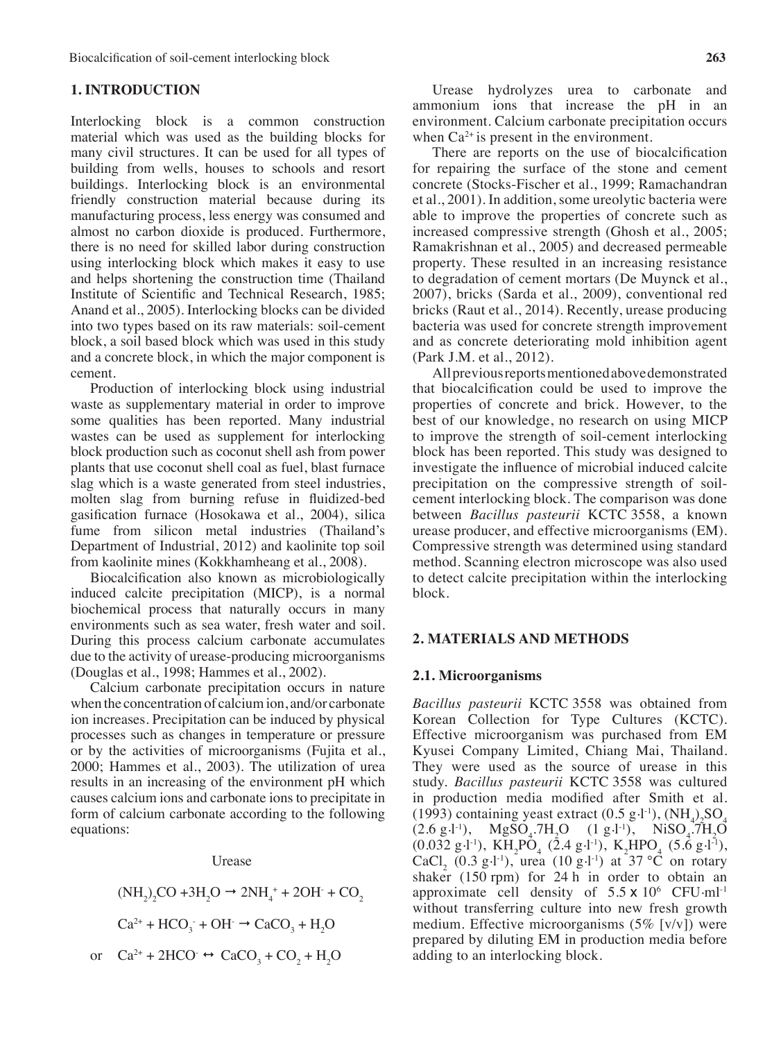## 1. INTRODUCTION

Interlocking block is a common construction material which was used as the building blocks for many civil structures. It can be used for all types of building from wells, houses to schools and resort buildings. Interlocking block is an environmental friendly construction material because during its manufacturing process, less energy was consumed and almost no carbon dioxide is produced. Furthermore, there is no need for skilled labor during construction using interlocking block which makes it easy to use and helps shortening the construction time (Thailand Institute of Scientific and Technical Research, 1985; Anand et al., 2005). Interlocking blocks can be divided into two types based on its raw materials: soil-cement block, a soil based block which was used in this study and a concrete block, in which the major component is cement.

Production of interlocking block using industrial waste as supplementary material in order to improve some qualities has been reported. Many industrial wastes can be used as supplement for interlocking block production such as coconut shell ash from power plants that use coconut shell coal as fuel, blast furnace slag which is a waste generated from steel industries, molten slag from burning refuse in fluidized-bed gasification furnace (Hosokawa et al., 2004), silica fume from silicon metal industries (Thailand's Department of Industrial, 2012) and kaolinite top soil from kaolinite mines (Kokkhamheang et al., 2008).

Biocalcification also known as microbiologically induced calcite precipitation (MICP), is a normal biochemical process that naturally occurs in many environments such as sea water, fresh water and soil. During this process calcium carbonate accumulates due to the activity of urease-producing microorganisms (Douglas et al., 1998; Hammes et al., 2002).

Calcium carbonate precipitation occurs in nature when the concentration of calcium ion, and/or carbonate ion increases. Precipitation can be induced by physical processes such as changes in temperature or pressure or by the activities of microorganisms (Fujita et al., 2000; Hammes et al., 2003). The utilization of urea results in an increasing of the environment pH which causes calcium ions and carbonate ions to precipitate in form of calcium carbonate according to the following equations:

$$(NH_2)_2CO + 3H_2O \xrightarrow{\text{Urease}} 2NH_4^+ + 2OH^- + CO_2$$

$$Ca^{2+} + HCO_3^- + OH^- \rightarrow CaCO_3 + H_2O$$

or $$Ca^{2+} + 2HCO^- \leftrightarrow CaCO_3 + CO_2 + H_2O$$

Urease hydrolyzes urea to carbonate and ammonium ions that increase the pH in an environment. Calcium carbonate precipitation occurs when $Ca^{2+}$ is present in the environment.

There are reports on the use of biocalcification for repairing the surface of the stone and cement concrete (Stocks-Fischer et al., 1999; Ramachandran et al., 2001). In addition, some ureolytic bacteria were able to improve the properties of concrete such as increased compressive strength (Ghosh et al., 2005; Ramakrishnan et al., 2005) and decreased permeable property. These resulted in an increasing resistance to degradation of cement mortars (De Muynck et al., 2007), bricks (Sarda et al., 2009), conventional red bricks (Raut et al., 2014). Recently, urease producing bacteria was used for concrete strength improvement and as concrete deteriorating mold inhibition agent (Park J.M. et al., 2012).

All previous reports mentioned above demonstrated that biocalcification could be used to improve the properties of concrete and brick. However, to the best of our knowledge, no research on using MICP to improve the strength of soil-cement interlocking block has been reported. This study was designed to investigate the influence of microbial induced calcite precipitation on the compressive strength of soil-cement interlocking block. The comparison was done between *Bacillus pasteurii* KCTC 3558, a known urease producer, and effective microorganisms (EM). Compressive strength was determined using standard method. Scanning electron microscope was also used to detect calcite precipitation within the interlocking block.

## 2. MATERIALS AND METHODS

### 2.1. Microorganisms

*Bacillus pasteurii* KCTC 3558 was obtained from Korean Collection for Type Cultures (KCTC). Effective microorganism was purchased from EM Kyusei Company Limited, Chiang Mai, Thailand. They were used as the source of urease in this study. *Bacillus pasteurii* KCTC 3558 was cultured in production media modified after Smith et al. (1993) containing yeast extract (0.5 $g \cdot l^{-1}$), $(NH_4)_2SO_4$ (2.6 $g \cdot l^{-1}$), $MgSO_4.7H_2O$ (1 $g \cdot l^{-1}$), $NiSO_4.7H_2O$ (0.032 $g \cdot l^{-1}$), $KH_2PO_4$ (2.4 $g \cdot l^{-1}$), $K_2HPO_4$ (5.6 $g \cdot l^{-1}$), $CaCl_2$ (0.3 $g \cdot l^{-1}$), urea (10 $g \cdot l^{-1}$) at 37 °C on rotary shaker (150 rpm) for 24 h in order to obtain an approximate cell density of $5.5 \times 10^6$ $CFU \cdot ml^{-1}$ without transferring culture into new fresh growth medium. Effective microorganisms (5% [v/v]) were prepared by diluting EM in production media before adding to an interlocking block.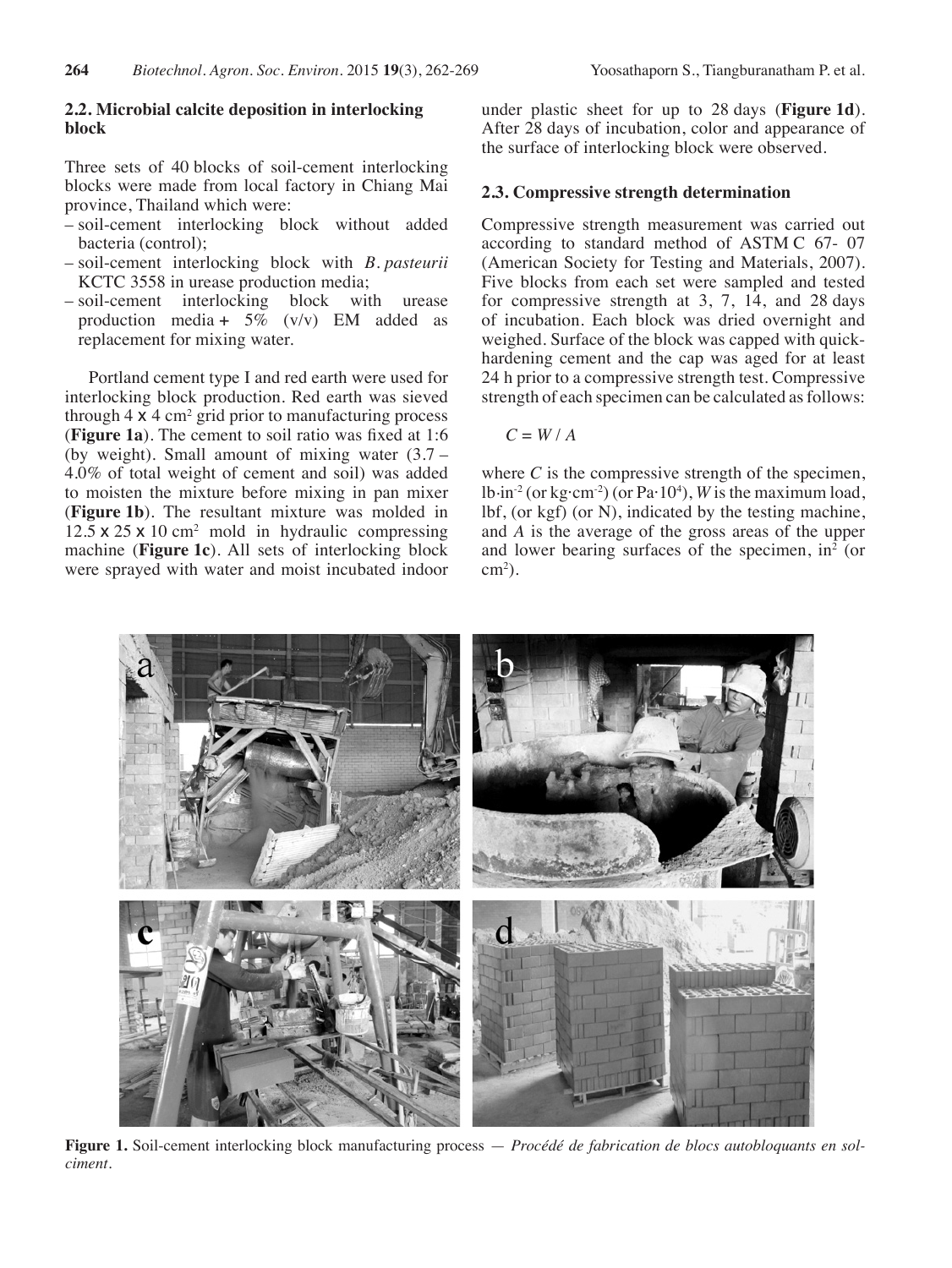### 2.2. Microbial calcite deposition in interlocking block

Three sets of 40 blocks of soil-cement interlocking blocks were made from local factory in Chiang Mai province, Thailand which were:

- soil-cement interlocking block without added bacteria (control);
- soil-cement interlocking block with *B. pasteurii* KCTC 3558 in urease production media;
- soil-cement interlocking block with urease production media + 5% (v/v) EM added as replacement for mixing water.

Portland cement type I and red earth were used for interlocking block production. Red earth was sieved through 4 x 4 $cm^2$ grid prior to manufacturing process (**Figure 1a**). The cement to soil ratio was fixed at 1:6 (by weight). Small amount of mixing water (3.7 – 4.0% of total weight of cement and soil) was added to moisten the mixture before mixing in pan mixer (**Figure 1b**). The resultant mixture was molded in 12.5 x 25 x 10 $cm^2$ mold in hydraulic compressing machine (**Figure 1c**). All sets of interlocking block were sprayed with water and moist incubated indoor under plastic sheet for up to 28 days (**Figure 1d**). After 28 days of incubation, color and appearance of the surface of interlocking block were observed.

### 2.3. Compressive strength determination

Compressive strength measurement was carried out according to standard method of ASTM C 67- 07 (American Society for Testing and Materials, 2007). Five blocks from each set were sampled and tested for compressive strength at 3, 7, 14, and 28 days of incubation. Each block was dried overnight and weighed. Surface of the block was capped with quick-hardening cement and the cap was aged for at least 24 h prior to a compressive strength test. Compressive strength of each specimen can be calculated as follows:

$$C = W / A$$

where $C$ is the compressive strength of the specimen, $lb{\cdot}in^{-2}$ (or $kg{\cdot}cm^{-2}$) (or $Pa{\cdot}10^4$), $W$ is the maximum load, lbf, (or kgf) (or N), indicated by the testing machine, and $A$ is the average of the gross areas of the upper and lower bearing surfaces of the specimen, $in^2$ (or $cm^2$).

**Figure 1.** Soil-cement interlocking block manufacturing process — *Procédé de fabrication de blocs autobloquants en sol-ciment.*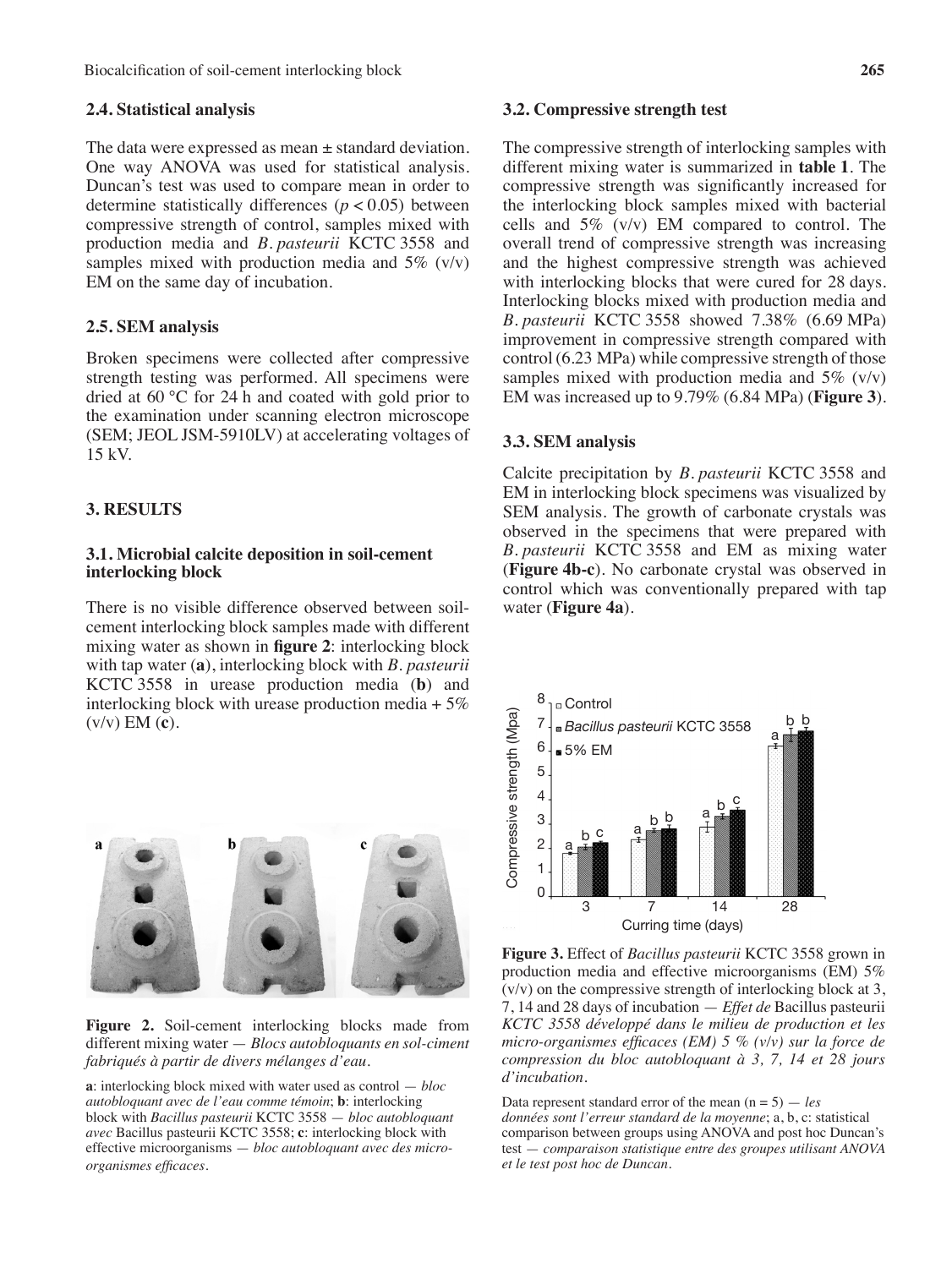### 2.4. Statistical analysis

The data were expressed as mean ± standard deviation. One way ANOVA was used for statistical analysis. Duncan's test was used to compare mean in order to determine statistically differences ($p < 0.05$) between compressive strength of control, samples mixed with production media and *B. pasteurii* KCTC 3558 and samples mixed with production media and 5% (v/v) EM on the same day of incubation.

### 2.5. SEM analysis

Broken specimens were collected after compressive strength testing was performed. All specimens were dried at 60 °C for 24 h and coated with gold prior to the examination under scanning electron microscope (SEM; JEOL JSM-5910LV) at accelerating voltages of 15 kV.

## 3. RESULTS

### 3.1. Microbial calcite deposition in soil-cement interlocking block

There is no visible difference observed between soil-cement interlocking block samples made with different mixing water as shown in **figure 2**: interlocking block with tap water (**a**), interlocking block with *B. pasteurii* KCTC 3558 in urease production media (**b**) and interlocking block with urease production media + 5% (v/v) EM (**c**).

**Figure 2.** Soil-cement interlocking blocks made from different mixing water — *Blocs autobloquants en sol-ciment fabriqués à partir de divers mélanges d'eau.*

**a**: interlocking block mixed with water used as control — *bloc autobloquant avec de l'eau comme témoin*; **b**: interlocking block with *Bacillus pasteurii* KCTC 3558 — *bloc autobloquant avec* Bacillus pasteurii KCTC 3558; **c**: interlocking block with effective microorganisms — *bloc autobloquant avec des micro-organismes efficaces.*

### 3.2. Compressive strength test

The compressive strength of interlocking samples with different mixing water is summarized in **table 1**. The compressive strength was significantly increased for the interlocking block samples mixed with bacterial cells and 5% (v/v) EM compared to control. The overall trend of compressive strength was increasing and the highest compressive strength was achieved with interlocking blocks that were cured for 28 days. Interlocking blocks mixed with production media and *B. pasteurii* KCTC 3558 showed 7.38% (6.69 MPa) improvement in compressive strength compared with control (6.23 MPa) while compressive strength of those samples mixed with production media and 5% (v/v) EM was increased up to 9.79% (6.84 MPa) (**Figure 3**).

### 3.3. SEM analysis

Calcite precipitation by *B. pasteurii* KCTC 3558 and EM in interlocking block specimens was visualized by SEM analysis. The growth of carbonate crystals was observed in the specimens that were prepared with *B. pasteurii* KCTC 3558 and EM as mixing water (**Figure 4b-c**). No carbonate crystal was observed in control which was conventionally prepared with tap water (**Figure 4a**).

**Figure 3.** Effect of *Bacillus pasteurii* KCTC 3558 grown in production media and effective microorganisms (EM) 5% (v/v) on the compressive strength of interlocking block at 3, 7, 14 and 28 days of incubation — *Effet de* Bacillus pasteurii *KCTC 3558 développé dans le milieu de production et les micro-organismes efficaces (EM) 5 % (v/v) sur la force de compression du bloc autobloquant à 3, 7, 14 et 28 jours d'incubation.*

Data represent standard error of the mean (n = 5) — *les données sont l'erreur standard de la moyenne*; a, b, c: statistical comparison between groups using ANOVA and post hoc Duncan's test — *comparaison statistique entre des groupes utilisant ANOVA et le test post hoc de Duncan.*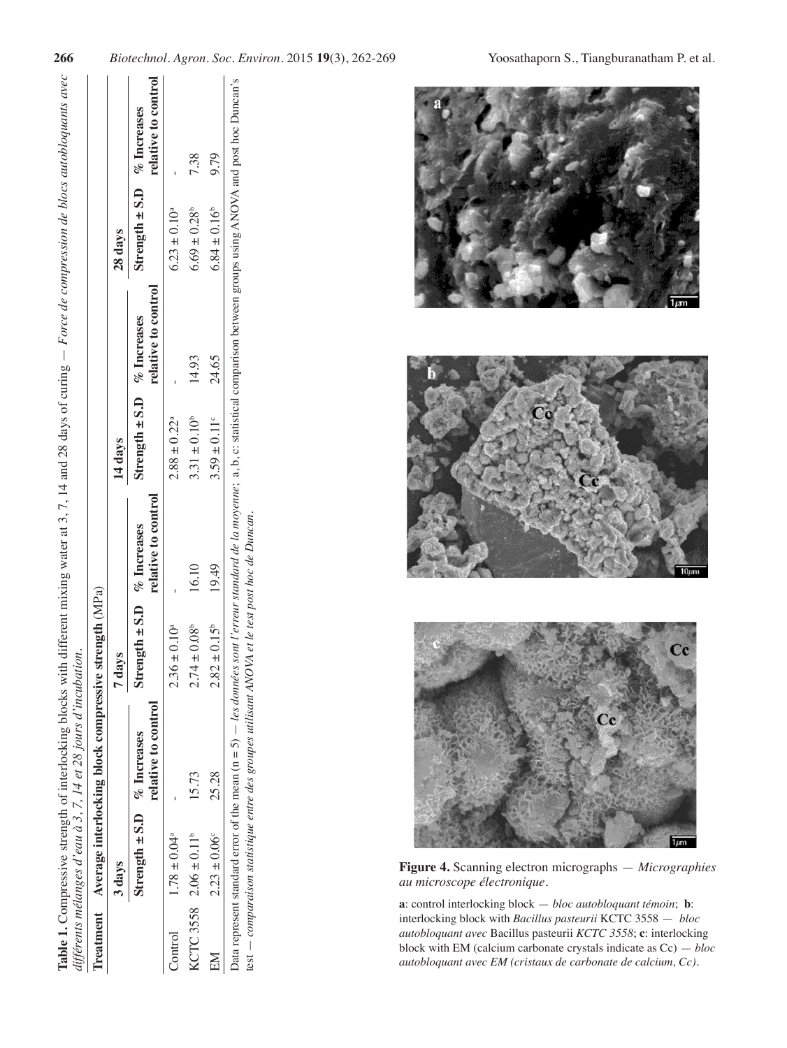**Table 1.** Compressive strength of interlocking blocks with different mixing water at 3, 7, 14 and 28 days of curing — *Force de compression de blocs autobloquants avec différents mélanges d'eau à 3, 7, 14 et 28 jours d'incubation.*

| Treatment | Average interlocking block compressive strength (MPa) | | | | | | | |
|---|---|---|---|---|---|---|---|---|
| | 3 days | | 7 days | | 14 days | | 28 days | |
| | Strength ± S.D | % Increases relative to control | Strength ± S.D | % Increases relative to control | Strength ± S.D | % Increases relative to control | Strength ± S.D | % Increases relative to control |
| Control | 1.78 ± 0.04[a] | - | 2.36 ± 0.10[a] | - | 2.88 ± 0.22[a] | - | 6.23 ± 0.10[a] | - |
| KCTC 3558 | 2.06 ± 0.11[b] | 15.73 | 2.74 ± 0.08[b] | 16.10 | 3.31 ± 0.10[b] | 14.93 | 6.69 ± 0.28[b] | 7.38 |
| EM | 2.23 ± 0.06[c] | 25.28 | 2.82 ± 0.15[b] | 19.49 | 3.59 ± 0.11[c] | 24.65 | 6.84 ± 0.16[b] | 9.79 |

Data represent standard error of the mean (n = 5) — *les données sont l'erreur standard de la moyenne*; a, b, c: statistical comparison between groups using ANOVA and post hoc Duncan's test — *comparaison statistique entre des groupes utilisant ANOVA et le test post hoc de Duncan.*

**Figure 4.** Scanning electron micrographs — *Micrographies au microscope électronique*.

**a**: control interlocking block — *bloc autobloquant témoin*; **b**: interlocking block with *Bacillus pasteurii* KCTC 3558 — *bloc autobloquant avec* Bacillus pasteurii *KCTC 3558*; **c**: interlocking block with EM (calcium carbonate crystals indicate as Cc) — *bloc autobloquant avec EM (cristaux de carbonate de calcium, Cc).*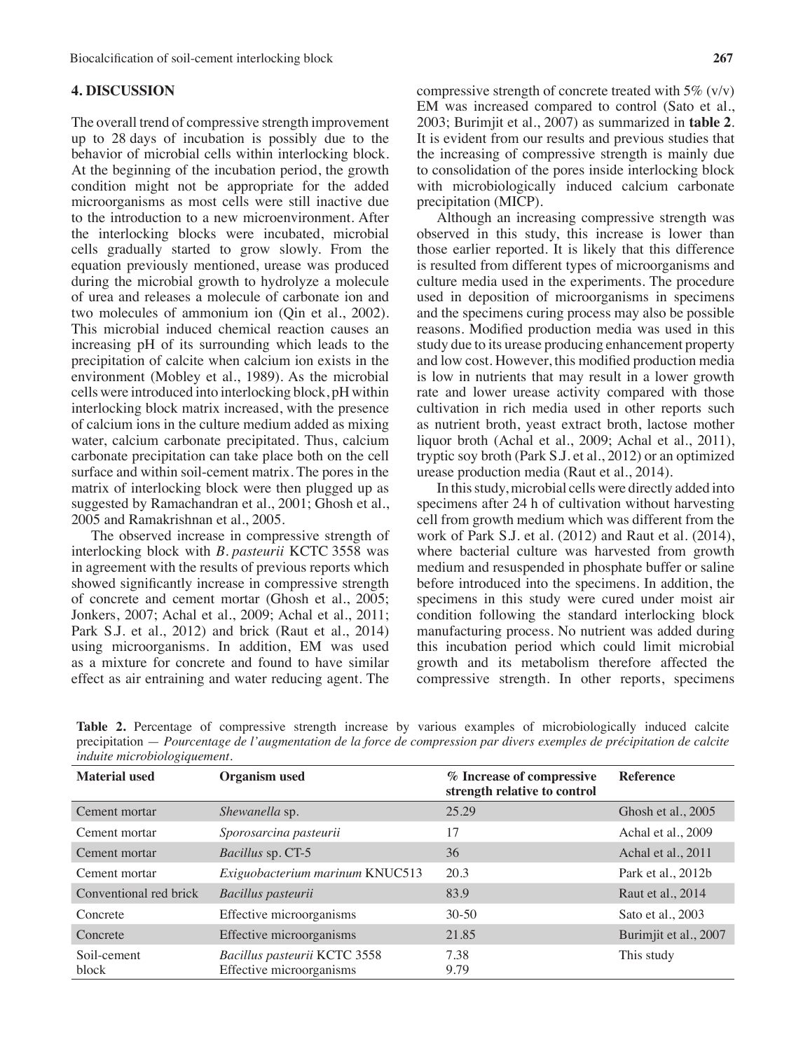## 4. DISCUSSION

The overall trend of compressive strength improvement up to 28 days of incubation is possibly due to the behavior of microbial cells within interlocking block. At the beginning of the incubation period, the growth condition might not be appropriate for the added microorganisms as most cells were still inactive due to the introduction to a new microenvironment. After the interlocking blocks were incubated, microbial cells gradually started to grow slowly. From the equation previously mentioned, urease was produced during the microbial growth to hydrolyze a molecule of urea and releases a molecule of carbonate ion and two molecules of ammonium ion (Qin et al., 2002). This microbial induced chemical reaction causes an increasing pH of its surrounding which leads to the precipitation of calcite when calcium ion exists in the environment (Mobley et al., 1989). As the microbial cells were introduced into interlocking block, pH within interlocking block matrix increased, with the presence of calcium ions in the culture medium added as mixing water, calcium carbonate precipitated. Thus, calcium carbonate precipitation can take place both on the cell surface and within soil-cement matrix. The pores in the matrix of interlocking block were then plugged up as suggested by Ramachandran et al., 2001; Ghosh et al., 2005 and Ramakrishnan et al., 2005.

The observed increase in compressive strength of interlocking block with *B. pasteurii* KCTC 3558 was in agreement with the results of previous reports which showed significantly increase in compressive strength of concrete and cement mortar (Ghosh et al., 2005; Jonkers, 2007; Achal et al., 2009; Achal et al., 2011; Park S.J. et al., 2012) and brick (Raut et al., 2014) using microorganisms. In addition, EM was used as a mixture for concrete and found to have similar effect as air entraining and water reducing agent. The compressive strength of concrete treated with 5% (v/v) EM was increased compared to control (Sato et al., 2003; Burimjit et al., 2007) as summarized in **table 2**. It is evident from our results and previous studies that the increasing of compressive strength is mainly due to consolidation of the pores inside interlocking block with microbiologically induced calcium carbonate precipitation (MICP).

Although an increasing compressive strength was observed in this study, this increase is lower than those earlier reported. It is likely that this difference is resulted from different types of microorganisms and culture media used in the experiments. The procedure used in deposition of microorganisms in specimens and the specimens curing process may also be possible reasons. Modified production media was used in this study due to its urease producing enhancement property and low cost. However, this modified production media is low in nutrients that may result in a lower growth rate and lower urease activity compared with those cultivation in rich media used in other reports such as nutrient broth, yeast extract broth, lactose mother liquor broth (Achal et al., 2009; Achal et al., 2011), tryptic soy broth (Park S.J. et al., 2012) or an optimized urease production media (Raut et al., 2014).

In this study, microbial cells were directly added into specimens after 24 h of cultivation without harvesting cell from growth medium which was different from the work of Park S.J. et al. (2012) and Raut et al. (2014), where bacterial culture was harvested from growth medium and resuspended in phosphate buffer or saline before introduced into the specimens. In addition, the specimens in this study were cured under moist air condition following the standard interlocking block manufacturing process. No nutrient was added during this incubation period which could limit microbial growth and its metabolism therefore affected the compressive strength. In other reports, specimens

**Table 2.** Percentage of compressive strength increase by various examples of microbiologically induced calcite precipitation — *Pourcentage de l'augmentation de la force de compression par divers exemples de précipitation de calcite induite microbiologiquement*.

| Material used | Organism used | % Increase of compressive strength relative to control | Reference |
|---|---|---|---|
| Cement mortar | *Shewanella* sp. | 25.29 | Ghosh et al., 2005 |
| Cement mortar | *Sporosarcina pasteurii* | 17 | Achal et al., 2009 |
| Cement mortar | *Bacillus* sp. CT-5 | 36 | Achal et al., 2011 |
| Cement mortar | *Exiguobacterium marinum* KNUC513 | 20.3 | Park et al., 2012b |
| Conventional red brick | *Bacillus pasteurii* | 83.9 | Raut et al., 2014 |
| Concrete | Effective microorganisms | 30-50 | Sato et al., 2003 |
| Concrete | Effective microorganisms | 21.85 | Burimjit et al., 2007 |
| Soil-cement block | *Bacillus pasteurii* KCTC 3558<br>Effective microorganisms | 7.38<br>9.79 | This study |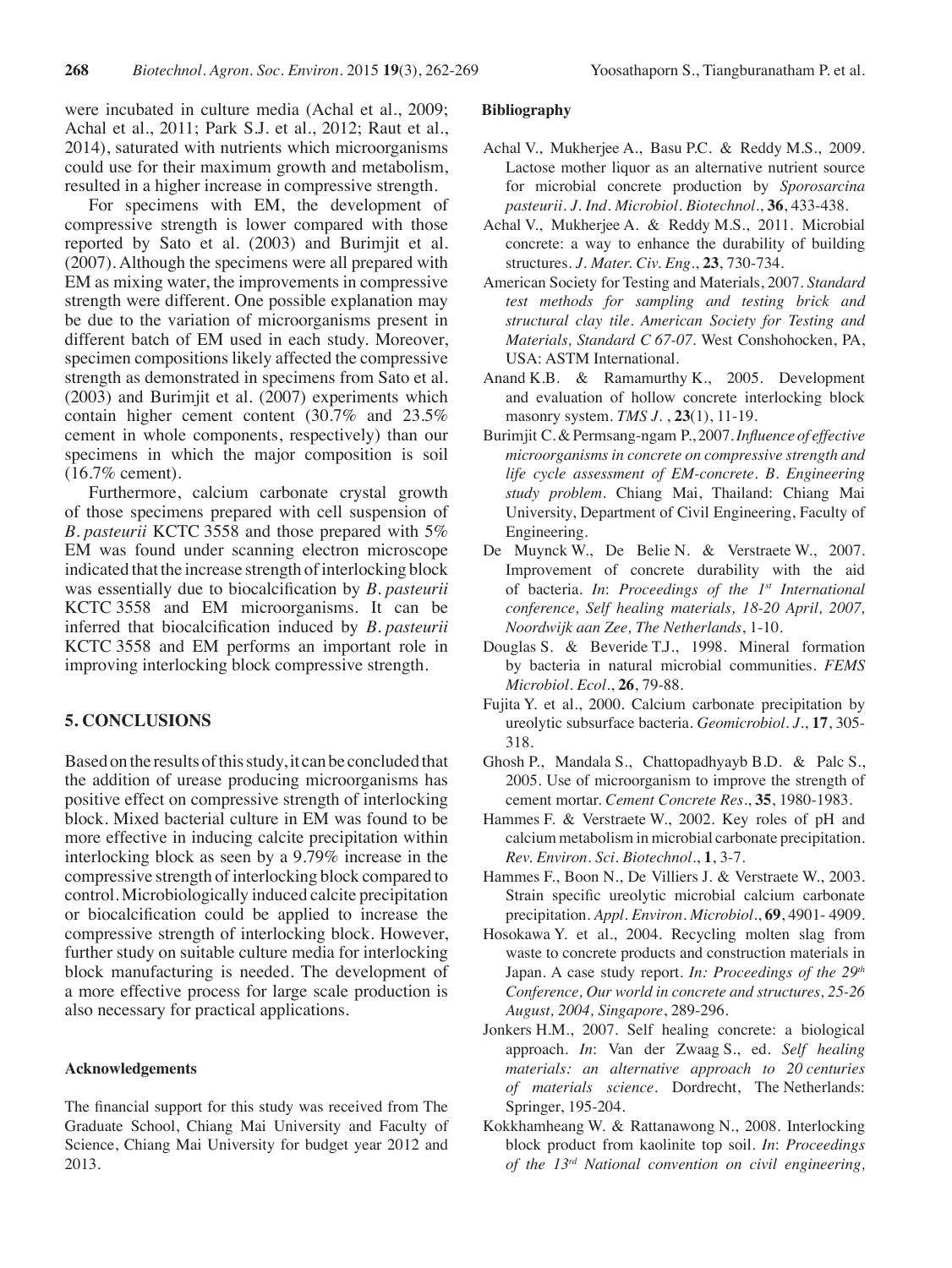were incubated in culture media (Achal et al., 2009; Achal et al., 2011; Park S.J. et al., 2012; Raut et al., 2014), saturated with nutrients which microorganisms could use for their maximum growth and metabolism, resulted in a higher increase in compressive strength.

For specimens with EM, the development of compressive strength is lower compared with those reported by Sato et al. (2003) and Burimjit et al. (2007). Although the specimens were all prepared with EM as mixing water, the improvements in compressive strength were different. One possible explanation may be due to the variation of microorganisms present in different batch of EM used in each study. Moreover, specimen compositions likely affected the compressive strength as demonstrated in specimens from Sato et al. (2003) and Burimjit et al. (2007) experiments which contain higher cement content (30.7% and 23.5% cement in whole components, respectively) than our specimens in which the major composition is soil (16.7% cement).

Furthermore, calcium carbonate crystal growth of those specimens prepared with cell suspension of *B. pasteurii* KCTC 3558 and those prepared with 5% EM was found under scanning electron microscope indicated that the increase strength of interlocking block was essentially due to biocalcification by *B. pasteurii* KCTC 3558 and EM microorganisms. It can be inferred that biocalcification induced by *B. pasteurii* KCTC 3558 and EM performs an important role in improving interlocking block compressive strength.

## 5. CONCLUSIONS

Based on the results of this study, it can be concluded that the addition of urease producing microorganisms has positive effect on compressive strength of interlocking block. Mixed bacterial culture in EM was found to be more effective in inducing calcite precipitation within interlocking block as seen by a 9.79% increase in the compressive strength of interlocking block compared to control. Microbiologically induced calcite precipitation or biocalcification could be applied to increase the compressive strength of interlocking block. However, further study on suitable culture media for interlocking block manufacturing is needed. The development of a more effective process for large scale production is also necessary for practical applications.

### Acknowledgements

The financial support for this study was received from The Graduate School, Chiang Mai University and Faculty of Science, Chiang Mai University for budget year 2012 and 2013.

### Bibliography

Achal V., Mukherjee A., Basu P.C. & Reddy M.S., 2009. Lactose mother liquor as an alternative nutrient source for microbial concrete production by *Sporosarcina pasteurii*. *J. Ind. Microbiol. Biotechnol.*, **36**, 433-438.

Achal V., Mukherjee A. & Reddy M.S., 2011. Microbial concrete: a way to enhance the durability of building structures. *J. Mater. Civ. Eng.*, **23**, 730-734.

American Society for Testing and Materials, 2007. *Standard test methods for sampling and testing brick and structural clay tile. American Society for Testing and Materials, Standard C 67-07.* West Conshohocken, PA, USA: ASTM International.

Anand K.B. & Ramamurthy K., 2005. Development and evaluation of hollow concrete interlocking block masonry system. *TMS J.*, **23**(1), 11-19.

Burimjit C. & Permsang-ngam P., 2007. *Influence of effective microorganisms in concrete on compressive strength and life cycle assessment of EM-concrete. B. Engineering study problem.* Chiang Mai, Thailand: Chiang Mai University, Department of Civil Engineering, Faculty of Engineering.

De Muynck W., De Belie N. & Verstraete W., 2007. Improvement of concrete durability with the aid of bacteria. *In*: *Proceedings of the 1st International conference, Self healing materials, 18-20 April, 2007, Noordwijk aan Zee, The Netherlands*, 1-10.

Douglas S. & Beveride T.J., 1998. Mineral formation by bacteria in natural microbial communities. *FEMS Microbiol. Ecol.*, **26**, 79-88.

Fujita Y. et al., 2000. Calcium carbonate precipitation by ureolytic subsurface bacteria. *Geomicrobiol. J.*, **17**, 305-318.

Ghosh P., Mandala S., Chattopadhyayb B.D. & Palc S., 2005. Use of microorganism to improve the strength of cement mortar. *Cement Concrete Res.*, **35**, 1980-1983.

Hammes F. & Verstraete W., 2002. Key roles of pH and calcium metabolism in microbial carbonate precipitation. *Rev. Environ. Sci. Biotechnol.*, **1**, 3-7.

Hammes F., Boon N., De Villiers J. & Verstraete W., 2003. Strain specific ureolytic microbial calcium carbonate precipitation. *Appl. Environ. Microbiol.*, **69**, 4901- 4909.

Hosokawa Y. et al., 2004. Recycling molten slag from waste to concrete products and construction materials in Japan. A case study report. *In: Proceedings of the 29th Conference, Our world in concrete and structures, 25-26 August, 2004, Singapore*, 289-296.

Jonkers H.M., 2007. Self healing concrete: a biological approach. *In*: Van der Zwaag S., ed. *Self healing materials: an alternative approach to 20 centuries of materials science.* Dordrecht, The Netherlands: Springer, 195-204.

Kokkhamheang W. & Rattanawong N., 2008. Interlocking block product from kaolinite top soil. *In*: *Proceedings of the 13rd National convention on civil engineering,*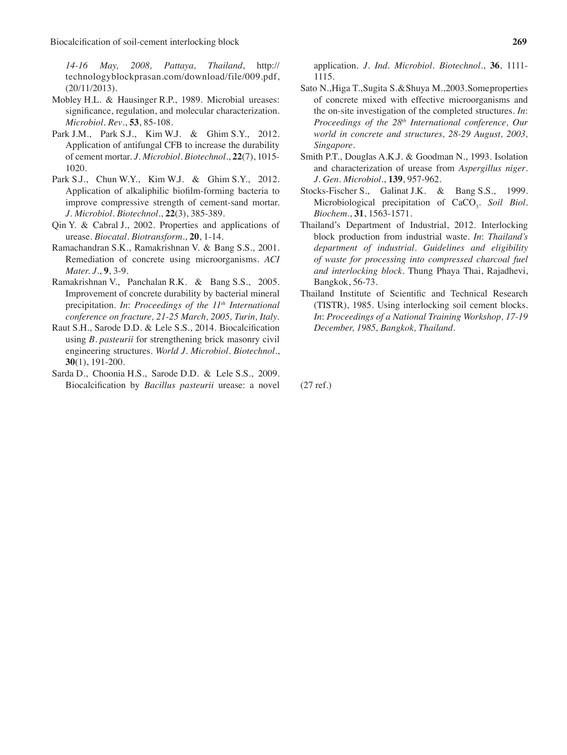*14-16 May, 2008, Pattaya, Thailand*, http://technologyblockprasan.com/download/file/009.pdf, (20/11/2013).

Mobley H.L. & Hausinger R.P., 1989. Microbial ureases: significance, regulation, and molecular characterization. *Microbiol. Rev*., **53**, 85-108.

Park J.M., Park S.J., Kim W.J. & Ghim S.Y., 2012. Application of antifungal CFB to increase the durability of cement mortar. *J. Microbiol. Biotechnol*., **22**(7), 1015-1020.

Park S.J., Chun W.Y., Kim W.J. & Ghim S.Y., 2012. Application of alkaliphilic biofilm-forming bacteria to improve compressive strength of cement-sand mortar. *J. Microbiol. Biotechnol*., **22**(3), 385-389.

Qin Y. & Cabral J., 2002. Properties and applications of urease. *Biocatal. Biotransform*., **20**, 1-14.

Ramachandran S.K., Ramakrishnan V. & Bang S.S., 2001. Remediation of concrete using microorganisms. *ACI Mater. J*., **9**, 3-9.

Ramakrishnan V., Panchalan R.K. & Bang S.S., 2005. Improvement of concrete durability by bacterial mineral precipitation. *In*: *Proceedings of the 11th International conference on fracture, 21-25 March, 2005, Turin, Italy.*

Raut S.H., Sarode D.D. & Lele S.S., 2014. Biocalcification using *B. pasteurii* for strengthening brick masonry civil engineering structures. *World J. Microbiol. Biotechnol*., **30**(1), 191-200.

Sarda D., Choonia H.S., Sarode D.D. & Lele S.S., 2009. Biocalcification by *Bacillus pasteurii* urease: a novel application. *J. Ind. Microbiol. Biotechnol*., **36**, 1111-1115.

Sato N., Higa T., Sugita S. & Shuya M., 2003. Some properties of concrete mixed with effective microorganisms and the on-site investigation of the completed structures. *In*: *Proceedings of the 28th International conference, Our world in concrete and structures, 28-29 August, 2003, Singapore*.

Smith P.T., Douglas A.K.J. & Goodman N., 1993. Isolation and characterization of urease from *Aspergillus niger*. *J. Gen. Microbiol*., **139**, 957-962.

Stocks-Fischer S., Galinat J.K. & Bang S.S., 1999. Microbiological precipitation of $CaCO_3$. *Soil Biol. Biochem*., **31**, 1563-1571.

Thailand's Department of Industrial, 2012. Interlocking block production from industrial waste. *In*: *Thailand's department of industrial. Guidelines and eligibility of waste for processing into compressed charcoal fuel and interlocking block*. Thung Phaya Thai, Rajadhevi, Bangkok, 56-73.

Thailand Institute of Scientific and Technical Research (TISTR), 1985. Using interlocking soil cement blocks. *In*: *Proceedings of a National Training Workshop, 17-19 December, 1985, Bangkok, Thailand*.

(27 ref.)